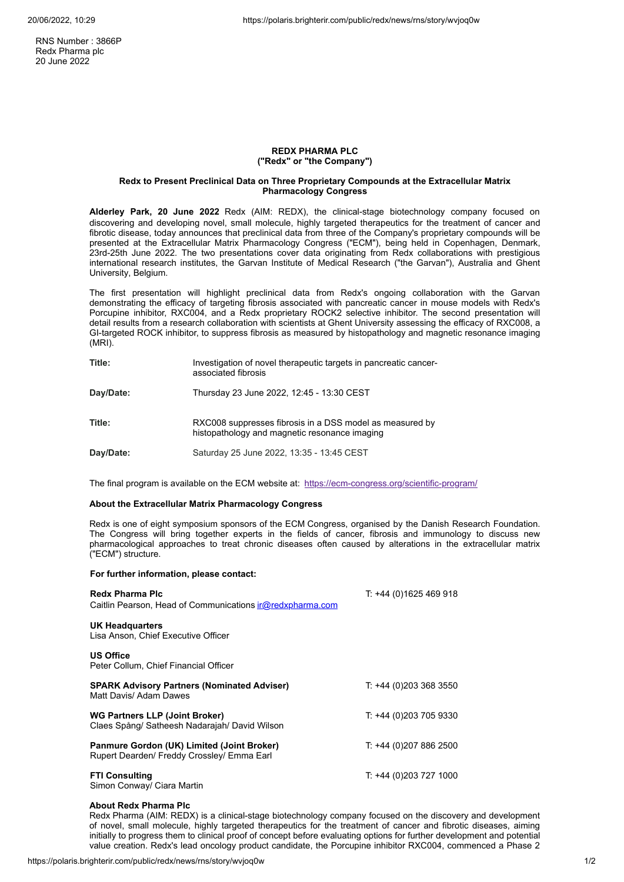RNS Number : 3866P
Redx Pharma plc
20 June 2022

**REDX PHARMA PLC**
**("Redx" or "the Company")**

**Redx to Present Preclinical Data on Three Proprietary Compounds at the Extracellular Matrix Pharmacology Congress**

**Alderley Park, 20 June 2022** Redx (AIM: REDX), the clinical-stage biotechnology company focused on discovering and developing novel, small molecule, highly targeted therapeutics for the treatment of cancer and fibrotic disease, today announces that preclinical data from three of the Company's proprietary compounds will be presented at the Extracellular Matrix Pharmacology Congress ("ECM"), being held in Copenhagen, Denmark, 23rd-25th June 2022. The two presentations cover data originating from Redx collaborations with prestigious international research institutes, the Garvan Institute of Medical Research ("the Garvan"), Australia and Ghent University, Belgium.

The first presentation will highlight preclinical data from Redx's ongoing collaboration with the Garvan demonstrating the efficacy of targeting fibrosis associated with pancreatic cancer in mouse models with Redx's Porcupine inhibitor, RXC004, and a Redx proprietary ROCK2 selective inhibitor. The second presentation will detail results from a research collaboration with scientists at Ghent University assessing the efficacy of RXC008, a GI-targeted ROCK inhibitor, to suppress fibrosis as measured by histopathology and magnetic resonance imaging (MRI).

| | |
|---|---|
| **Title:** | Investigation of novel therapeutic targets in pancreatic cancer-associated fibrosis |
| **Day/Date:** | Thursday 23 June 2022, 12:45 - 13:30 CEST |
| **Title:** | RXC008 suppresses fibrosis in a DSS model as measured by histopathology and magnetic resonance imaging |
| **Day/Date:** | Saturday 25 June 2022, 13:35 - 13:45 CEST |

The final program is available on the ECM website at: https://ecm-congress.org/scientific-program/

**About the Extracellular Matrix Pharmacology Congress**

Redx is one of eight symposium sponsors of the ECM Congress, organised by the Danish Research Foundation. The Congress will bring together experts in the fields of cancer, fibrosis and immunology to discuss new pharmacological approaches to treat chronic diseases often caused by alterations in the extracellular matrix ("ECM") structure.

**For further information, please contact:**

| | |
|---|---|
| **Redx Pharma Plc**<br>Caitlin Pearson, Head of Communications ir@redxpharma.com | T: +44 (0)1625 469 918 |
| **UK Headquarters**<br>Lisa Anson, Chief Executive Officer | |
| **US Office**<br>Peter Collum, Chief Financial Officer | |
| **SPARK Advisory Partners (Nominated Adviser)**<br>Matt Davis/ Adam Dawes | T: +44 (0)203 368 3550 |
| **WG Partners LLP (Joint Broker)**<br>Claes Spång/ Satheesh Nadarajah/ David Wilson | T: +44 (0)203 705 9330 |
| **Panmure Gordon (UK) Limited (Joint Broker)**<br>Rupert Dearden/ Freddy Crossley/ Emma Earl | T: +44 (0)207 886 2500 |
| **FTI Consulting**<br>Simon Conway/ Ciara Martin | T: +44 (0)203 727 1000 |

**About Redx Pharma Plc**

Redx Pharma (AIM: REDX) is a clinical-stage biotechnology company focused on the discovery and development of novel, small molecule, highly targeted therapeutics for the treatment of cancer and fibrotic diseases, aiming initially to progress them to clinical proof of concept before evaluating options for further development and potential value creation. Redx's lead oncology product candidate, the Porcupine inhibitor RXC004, commenced a Phase 2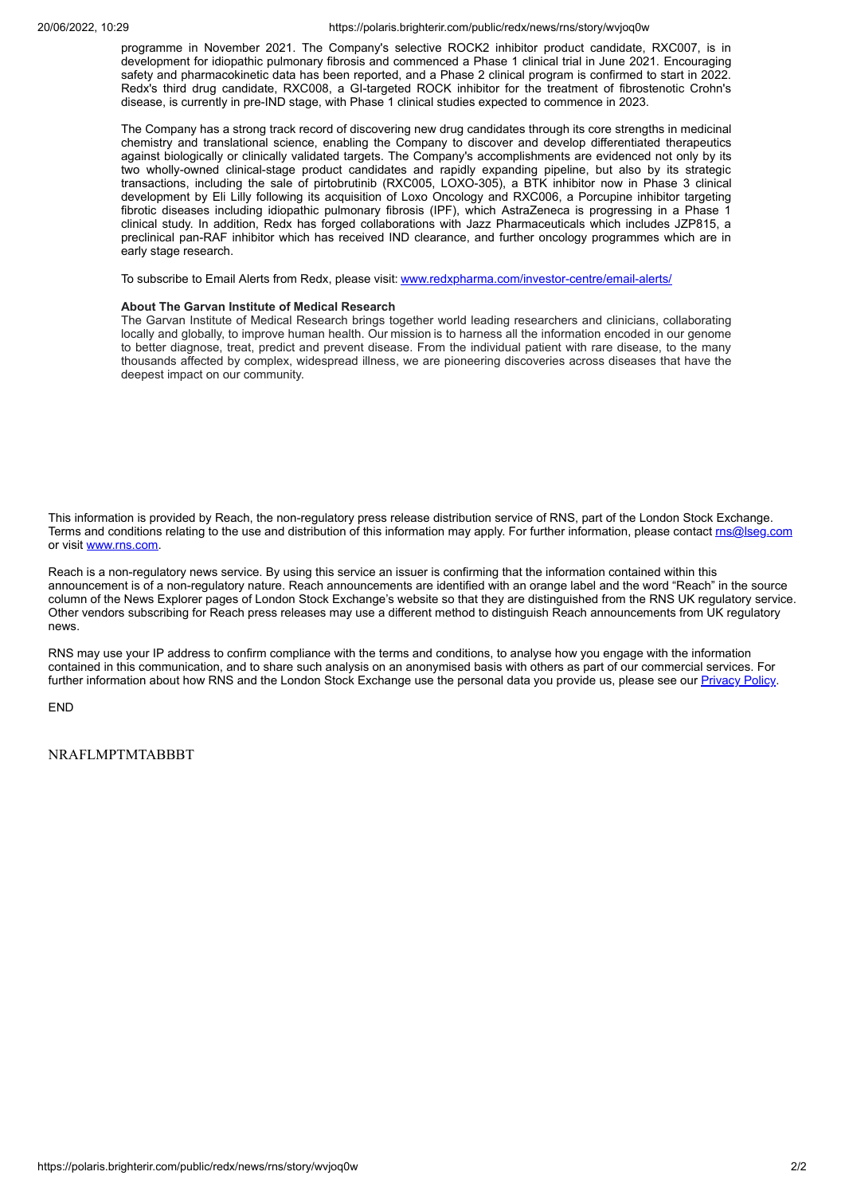programme in November 2021. The Company's selective ROCK2 inhibitor product candidate, RXC007, is in development for idiopathic pulmonary fibrosis and commenced a Phase 1 clinical trial in June 2021. Encouraging safety and pharmacokinetic data has been reported, and a Phase 2 clinical program is confirmed to start in 2022. Redx's third drug candidate, RXC008, a GI-targeted ROCK inhibitor for the treatment of fibrostenotic Crohn's disease, is currently in pre-IND stage, with Phase 1 clinical studies expected to commence in 2023.

The Company has a strong track record of discovering new drug candidates through its core strengths in medicinal chemistry and translational science, enabling the Company to discover and develop differentiated therapeutics against biologically or clinically validated targets. The Company's accomplishments are evidenced not only by its two wholly-owned clinical-stage product candidates and rapidly expanding pipeline, but also by its strategic transactions, including the sale of pirtobrutinib (RXC005, LOXO-305), a BTK inhibitor now in Phase 3 clinical development by Eli Lilly following its acquisition of Loxo Oncology and RXC006, a Porcupine inhibitor targeting fibrotic diseases including idiopathic pulmonary fibrosis (IPF), which AstraZeneca is progressing in a Phase 1 clinical study. In addition, Redx has forged collaborations with Jazz Pharmaceuticals which includes JZP815, a preclinical pan-RAF inhibitor which has received IND clearance, and further oncology programmes which are in early stage research.

To subscribe to Email Alerts from Redx, please visit: [www.redxpharma.com/investor-centre/email-alerts/](http://www.redxpharma.com/investor-centre/email-alerts/)

**About The Garvan Institute of Medical Research**

The Garvan Institute of Medical Research brings together world leading researchers and clinicians, collaborating locally and globally, to improve human health. Our mission is to harness all the information encoded in our genome to better diagnose, treat, predict and prevent disease. From the individual patient with rare disease, to the many thousands affected by complex, widespread illness, we are pioneering discoveries across diseases that have the deepest impact on our community.

This information is provided by Reach, the non-regulatory press release distribution service of RNS, part of the London Stock Exchange. Terms and conditions relating to the use and distribution of this information may apply. For further information, please contact [rns@lseg.com](mailto:rns@lseg.com) or visit [www.rns.com](http://www.rns.com).

Reach is a non-regulatory news service. By using this service an issuer is confirming that the information contained within this announcement is of a non-regulatory nature. Reach announcements are identified with an orange label and the word "Reach" in the source column of the News Explorer pages of London Stock Exchange's website so that they are distinguished from the RNS UK regulatory service. Other vendors subscribing for Reach press releases may use a different method to distinguish Reach announcements from UK regulatory news.

RNS may use your IP address to confirm compliance with the terms and conditions, to analyse how you engage with the information contained in this communication, and to share such analysis on an anonymised basis with others as part of our commercial services. For further information about how RNS and the London Stock Exchange use the personal data you provide us, please see our Privacy Policy.

END

NRAFLMPTMTABBBT